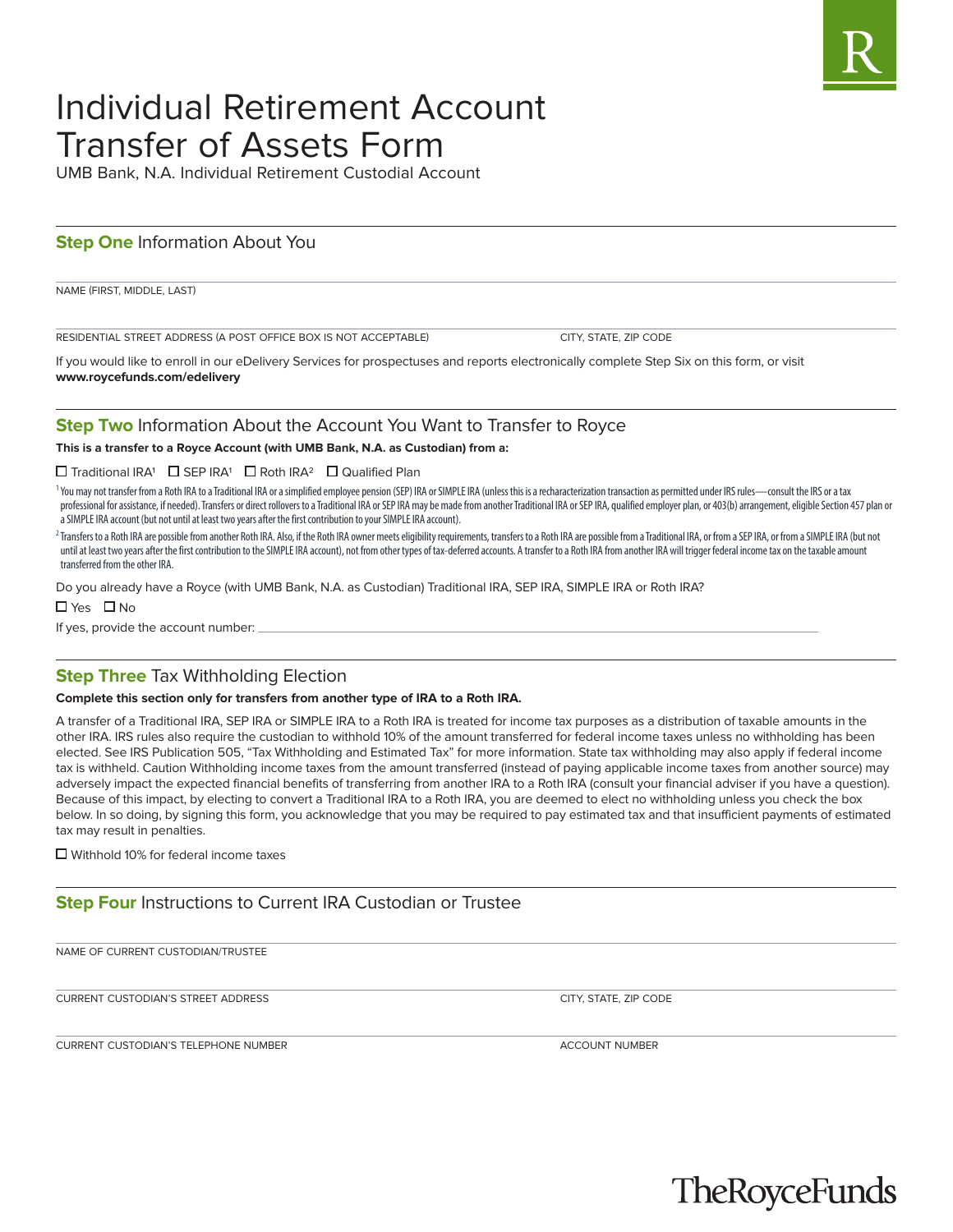# Individual Retirement Account Transfer of Assets Form

UMB Bank, N.A. Individual Retirement Custodial Account

## Step One Information About You

NAME (FIRST, MIDDLE, LAST)

RESIDENTIAL STREET ADDRESS (A POST OFFICE BOX IS NOT ACCEPTABLE) CITY, STATE, ZIP CODE

If you would like to enroll in our eDelivery Services for prospectuses and reports electronically complete Step Six on this form, or visit **www.roycefunds.com/edelivery**

## Step Two Information About the Account You Want to Transfer to Royce

**This is a transfer to a Royce Account (with UMB Bank, N.A. as Custodian) from a:**

☐ Traditional IRA[1] ☐ SEP IRA[1] ☐ Roth IRA[2] ☐ Qualified Plan

[1] You may not transfer from a Roth IRA to a Traditional IRA or a simplified employee pension (SEP) IRA or SIMPLE IRA (unless this is a recharacterization transaction as permitted under IRS rules—consult the IRS or a tax professional for assistance, if needed). Transfers or direct rollovers to a Traditional IRA or SEP IRA may be made from another Traditional IRA or SEP IRA, qualified employer plan, or 403(b) arrangement, eligible Section 457 plan or a SIMPLE IRA account (but not until at least two years after the first contribution to your SIMPLE IRA account).

[2] Transfers to a Roth IRA are possible from another Roth IRA. Also, if the Roth IRA owner meets eligibility requirements, transfers to a Roth IRA are possible from a Traditional IRA, or from a SEP IRA, or from a SIMPLE IRA (but not until at least two years after the first contribution to the SIMPLE IRA account), not from other types of tax-deferred accounts. A transfer to a Roth IRA from another IRA will trigger federal income tax on the taxable amount transferred from the other IRA.

Do you already have a Royce (with UMB Bank, N.A. as Custodian) Traditional IRA, SEP IRA, SIMPLE IRA or Roth IRA?

☐ Yes ☐ No

If yes, provide the account number: ____________________

## Step Three Tax Withholding Election

**Complete this section only for transfers from another type of IRA to a Roth IRA.**

A transfer of a Traditional IRA, SEP IRA or SIMPLE IRA to a Roth IRA is treated for income tax purposes as a distribution of taxable amounts in the other IRA. IRS rules also require the custodian to withhold 10% of the amount transferred for federal income taxes unless no withholding has been elected. See IRS Publication 505, "Tax Withholding and Estimated Tax" for more information. State tax withholding may also apply if federal income tax is withheld. Caution Withholding income taxes from the amount transferred (instead of paying applicable income taxes from another source) may adversely impact the expected financial benefits of transferring from another IRA to a Roth IRA (consult your financial adviser if you have a question). Because of this impact, by electing to convert a Traditional IRA to a Roth IRA, you are deemed to elect no withholding unless you check the box below. In so doing, by signing this form, you acknowledge that you may be required to pay estimated tax and that insufficient payments of estimated tax may result in penalties.

☐ Withhold 10% for federal income taxes

## Step Four Instructions to Current IRA Custodian or Trustee

NAME OF CURRENT CUSTODIAN/TRUSTEE

CURRENT CUSTODIAN'S STREET ADDRESS CITY, STATE, ZIP CODE

CURRENT CUSTODIAN'S TELEPHONE NUMBER ACCOUNT NUMBER

TheRoyceFunds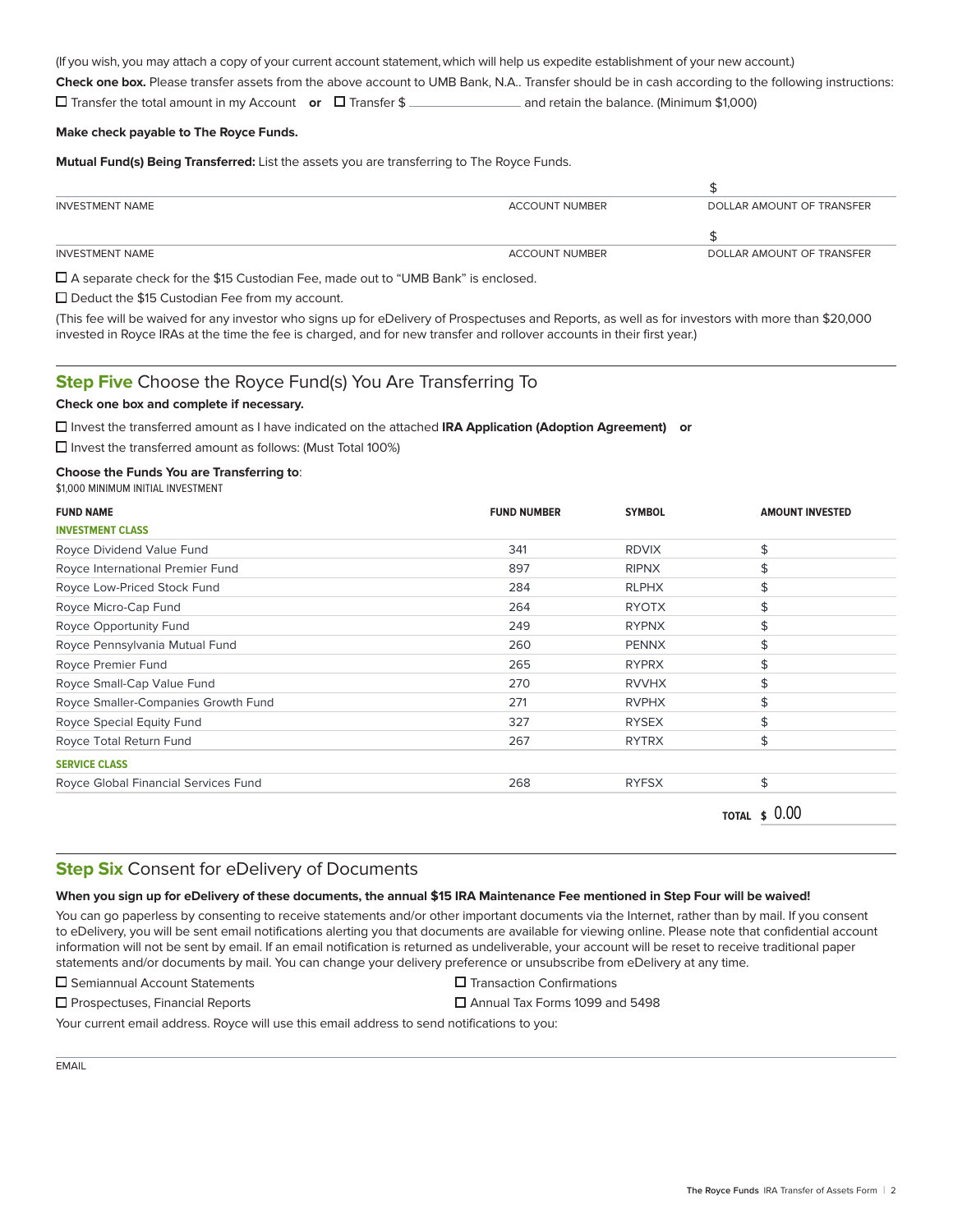(If you wish, you may attach a copy of your current account statement, which will help us expedite establishment of your new account.)

**Check one box.** Please transfer assets from the above account to UMB Bank, N.A.. Transfer should be in cash according to the following instructions:

☐ Transfer the total amount in my Account **or** ☐ Transfer $ ______________ and retain the balance. (Minimum $1,000)

**Make check payable to The Royce Funds.**

**Mutual Fund(s) Being Transferred:** List the assets you are transferring to The Royce Funds.

| INVESTMENT NAME | ACCOUNT NUMBER | DOLLAR AMOUNT OF TRANSFER |
|---|---|---|
| | | $ |
| | | $ |

☐ A separate check for the $15 Custodian Fee, made out to "UMB Bank" is enclosed.

☐ Deduct the $15 Custodian Fee from my account.

(This fee will be waived for any investor who signs up for eDelivery of Prospectuses and Reports, as well as for investors with more than $20,000 invested in Royce IRAs at the time the fee is charged, and for new transfer and rollover accounts in their first year.)

## Step Five Choose the Royce Fund(s) You Are Transferring To

**Check one box and complete if necessary.**

☐ Invest the transferred amount as I have indicated on the attached **IRA Application (Adoption Agreement)** **or**

☐ Invest the transferred amount as follows: (Must Total 100%)

**Choose the Funds You are Transferring to**:

$1,000 MINIMUM INITIAL INVESTMENT

| FUND NAME | FUND NUMBER | SYMBOL | AMOUNT INVESTED |
|---|---|---|---|
| **INVESTMENT CLASS** | | | |
| Royce Dividend Value Fund | 341 | RDVIX | $ |
| Royce International Premier Fund | 897 | RIPNX | $ |
| Royce Low-Priced Stock Fund | 284 | RLPHX | $ |
| Royce Micro-Cap Fund | 264 | RYOTX | $ |
| Royce Opportunity Fund | 249 | RYPNX | $ |
| Royce Pennsylvania Mutual Fund | 260 | PENNX | $ |
| Royce Premier Fund | 265 | RYPRX | $ |
| Royce Small-Cap Value Fund | 270 | RVVHX | $ |
| Royce Smaller-Companies Growth Fund | 271 | RVPHX | $ |
| Royce Special Equity Fund | 327 | RYSEX | $ |
| Royce Total Return Fund | 267 | RYTRX | $ |
| **SERVICE CLASS** | | | |
| Royce Global Financial Services Fund | 268 | RYFSX | $ |
| | | **TOTAL** | $ 0.00 |

## Step Six Consent for eDelivery of Documents

**When you sign up for eDelivery of these documents, the annual $15 IRA Maintenance Fee mentioned in Step Four will be waived!**

You can go paperless by consenting to receive statements and/or other important documents via the Internet, rather than by mail. If you consent to eDelivery, you will be sent email notifications alerting you that documents are available for viewing online. Please note that confidential account information will not be sent by email. If an email notification is returned as undeliverable, your account will be reset to receive traditional paper statements and/or documents by mail. You can change your delivery preference or unsubscribe from eDelivery at any time.

☐ Semiannual Account Statements

☐ Transaction Confirmations

☐ Prospectuses, Financial Reports

☐ Annual Tax Forms 1099 and 5498

Your current email address. Royce will use this email address to send notifications to you:

EMAIL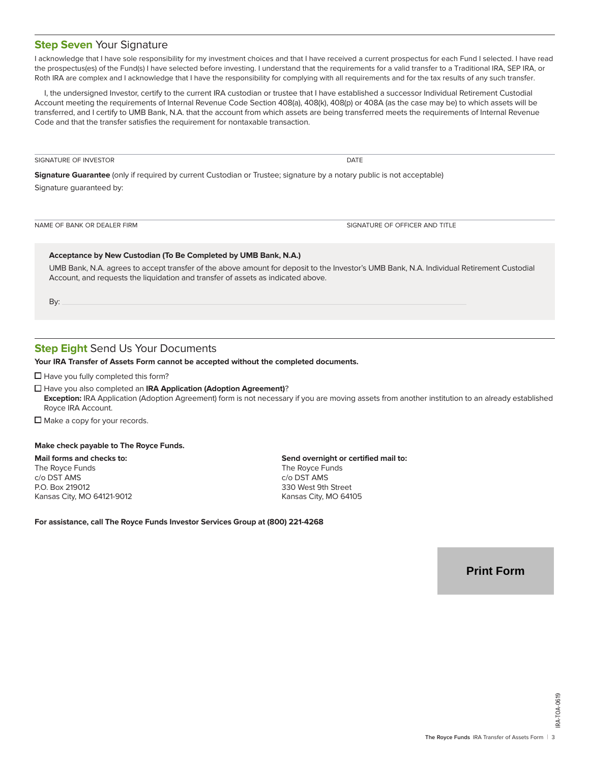## **Step Seven** Your Signature

I acknowledge that I have sole responsibility for my investment choices and that I have received a current prospectus for each Fund I selected. I have read the prospectus(es) of the Fund(s) I have selected before investing. I understand that the requirements for a valid transfer to a Traditional IRA, SEP IRA, or Roth IRA are complex and I acknowledge that I have the responsibility for complying with all requirements and for the tax results of any such transfer.

I, the undersigned Investor, certify to the current IRA custodian or trustee that I have established a successor Individual Retirement Custodial Account meeting the requirements of Internal Revenue Code Section 408(a), 408(k), 408(p) or 408A (as the case may be) to which assets will be transferred, and I certify to UMB Bank, N.A. that the account from which assets are being transferred meets the requirements of Internal Revenue Code and that the transfer satisfies the requirement for nontaxable transaction.

SIGNATURE OF INVESTOR &nbsp;&nbsp;&nbsp;&nbsp;&nbsp;&nbsp;&nbsp;&nbsp; DATE

**Signature Guarantee** (only if required by current Custodian or Trustee; signature by a notary public is not acceptable)

Signature guaranteed by:

NAME OF BANK OR DEALER FIRM &nbsp;&nbsp;&nbsp;&nbsp;&nbsp;&nbsp;&nbsp;&nbsp; SIGNATURE OF OFFICER AND TITLE

**Acceptance by New Custodian (To Be Completed by UMB Bank, N.A.)**

UMB Bank, N.A. agrees to accept transfer of the above amount for deposit to the Investor's UMB Bank, N.A. Individual Retirement Custodial Account, and requests the liquidation and transfer of assets as indicated above.

By: ______________________________

## **Step Eight** Send Us Your Documents

**Your IRA Transfer of Assets Form cannot be accepted without the completed documents.**

- ☐ Have you fully completed this form?
- ☐ Have you also completed an **IRA Application (Adoption Agreement)**?
  **Exception:** IRA Application (Adoption Agreement) form is not necessary if you are moving assets from another institution to an already established Royce IRA Account.
- ☐ Make a copy for your records.

**Make check payable to The Royce Funds.**

**Mail forms and checks to:**
The Royce Funds
c/o DST AMS
P.O. Box 219012
Kansas City, MO 64121-9012

**Send overnight or certified mail to:**
The Royce Funds
c/o DST AMS
330 West 9th Street
Kansas City, MO 64105

**For assistance, call The Royce Funds Investor Services Group at (800) 221-4268**

**Print Form**

IRA-TOA-0619